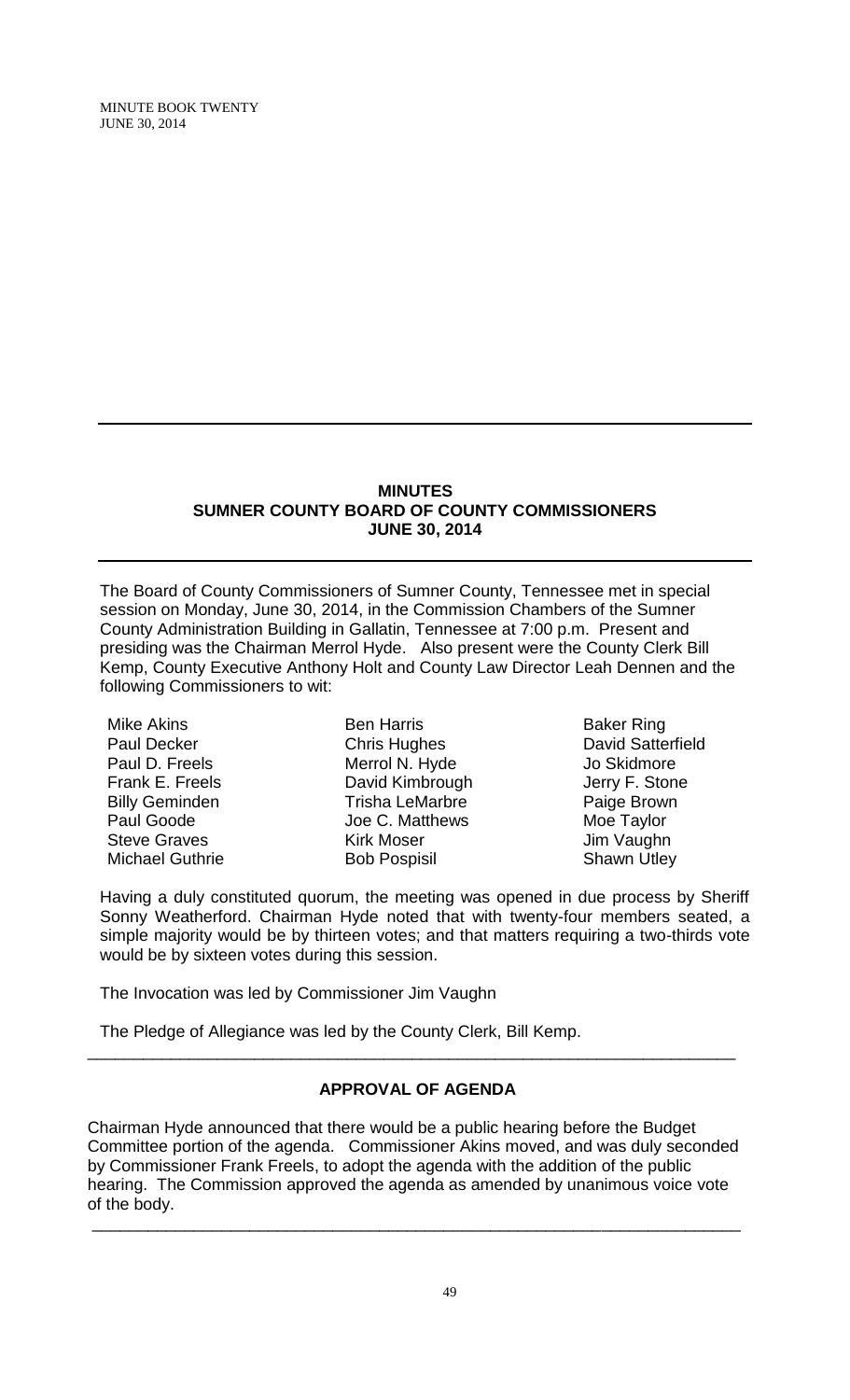## MINUTES
## SUMNER COUNTY BOARD OF COUNTY COMMISSIONERS
## JUNE 30, 2014

The Board of County Commissioners of Sumner County, Tennessee met in special session on Monday, June 30, 2014, in the Commission Chambers of the Sumner County Administration Building in Gallatin, Tennessee at 7:00 p.m. Present and presiding was the Chairman Merrol Hyde. Also present were the County Clerk Bill Kemp, County Executive Anthony Holt and County Law Director Leah Dennen and the following Commissioners to wit:

| | | |
|---|---|---|
| Mike Akins | Ben Harris | Baker Ring |
| Paul Decker | Chris Hughes | David Satterfield |
| Paul D. Freels | Merrol N. Hyde | Jo Skidmore |
| Frank E. Freels | David Kimbrough | Jerry F. Stone |
| Billy Geminden | Trisha LeMarbre | Paige Brown |
| Paul Goode | Joe C. Matthews | Moe Taylor |
| Steve Graves | Kirk Moser | Jim Vaughn |
| Michael Guthrie | Bob Pospisil | Shawn Utley |

Having a duly constituted quorum, the meeting was opened in due process by Sheriff Sonny Weatherford. Chairman Hyde noted that with twenty-four members seated, a simple majority would be by thirteen votes; and that matters requiring a two-thirds vote would be by sixteen votes during this session.

The Invocation was led by Commissioner Jim Vaughn

The Pledge of Allegiance was led by the County Clerk, Bill Kemp.

---

### APPROVAL OF AGENDA

Chairman Hyde announced that there would be a public hearing before the Budget Committee portion of the agenda. Commissioner Akins moved, and was duly seconded by Commissioner Frank Freels, to adopt the agenda with the addition of the public hearing. The Commission approved the agenda as amended by unanimous voice vote of the body.

---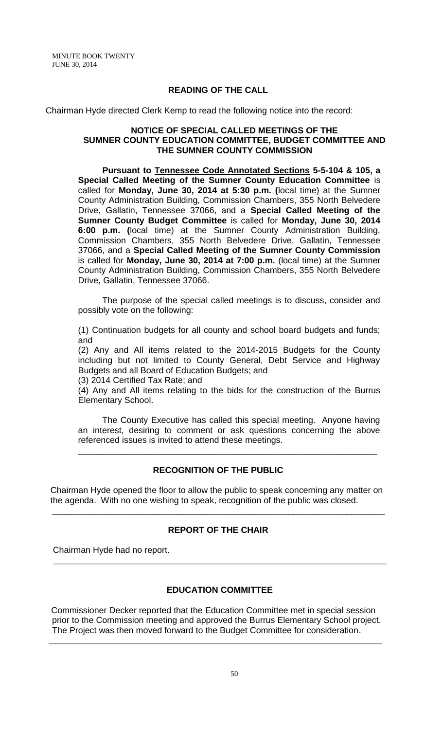## READING OF THE CALL

Chairman Hyde directed Clerk Kemp to read the following notice into the record:

### NOTICE OF SPECIAL CALLED MEETINGS OF THE SUMNER COUNTY EDUCATION COMMITTEE, BUDGET COMMITTEE AND THE SUMNER COUNTY COMMISSION

**Pursuant to <u>Tennessee Code Annotated Sections</u> 5-5-104 & 105, a Special Called Meeting of the Sumner County Education Committee** is called for **Monday, June 30, 2014 at 5:30 p.m. (**local time) at the Sumner County Administration Building, Commission Chambers, 355 North Belvedere Drive, Gallatin, Tennessee 37066, and a **Special Called Meeting of the Sumner County Budget Committee** is called for **Monday, June 30, 2014 6:00 p.m. (**local time) at the Sumner County Administration Building, Commission Chambers, 355 North Belvedere Drive, Gallatin, Tennessee 37066, and a **Special Called Meeting of the Sumner County Commission** is called for **Monday, June 30, 2014 at 7:00 p.m.** (local time) at the Sumner County Administration Building, Commission Chambers, 355 North Belvedere Drive, Gallatin, Tennessee 37066.

The purpose of the special called meetings is to discuss, consider and possibly vote on the following:

(1) Continuation budgets for all county and school board budgets and funds; and

(2) Any and All items related to the 2014-2015 Budgets for the County including but not limited to County General, Debt Service and Highway Budgets and all Board of Education Budgets; and

(3) 2014 Certified Tax Rate; and

(4) Any and All items relating to the bids for the construction of the Burrus Elementary School.

The County Executive has called this special meeting. Anyone having an interest, desiring to comment or ask questions concerning the above referenced issues is invited to attend these meetings.

---

## RECOGNITION OF THE PUBLIC

Chairman Hyde opened the floor to allow the public to speak concerning any matter on the agenda. With no one wishing to speak, recognition of the public was closed.

---

## REPORT OF THE CHAIR

Chairman Hyde had no report.

---

## EDUCATION COMMITTEE

Commissioner Decker reported that the Education Committee met in special session prior to the Commission meeting and approved the Burrus Elementary School project. The Project was then moved forward to the Budget Committee for consideration.

---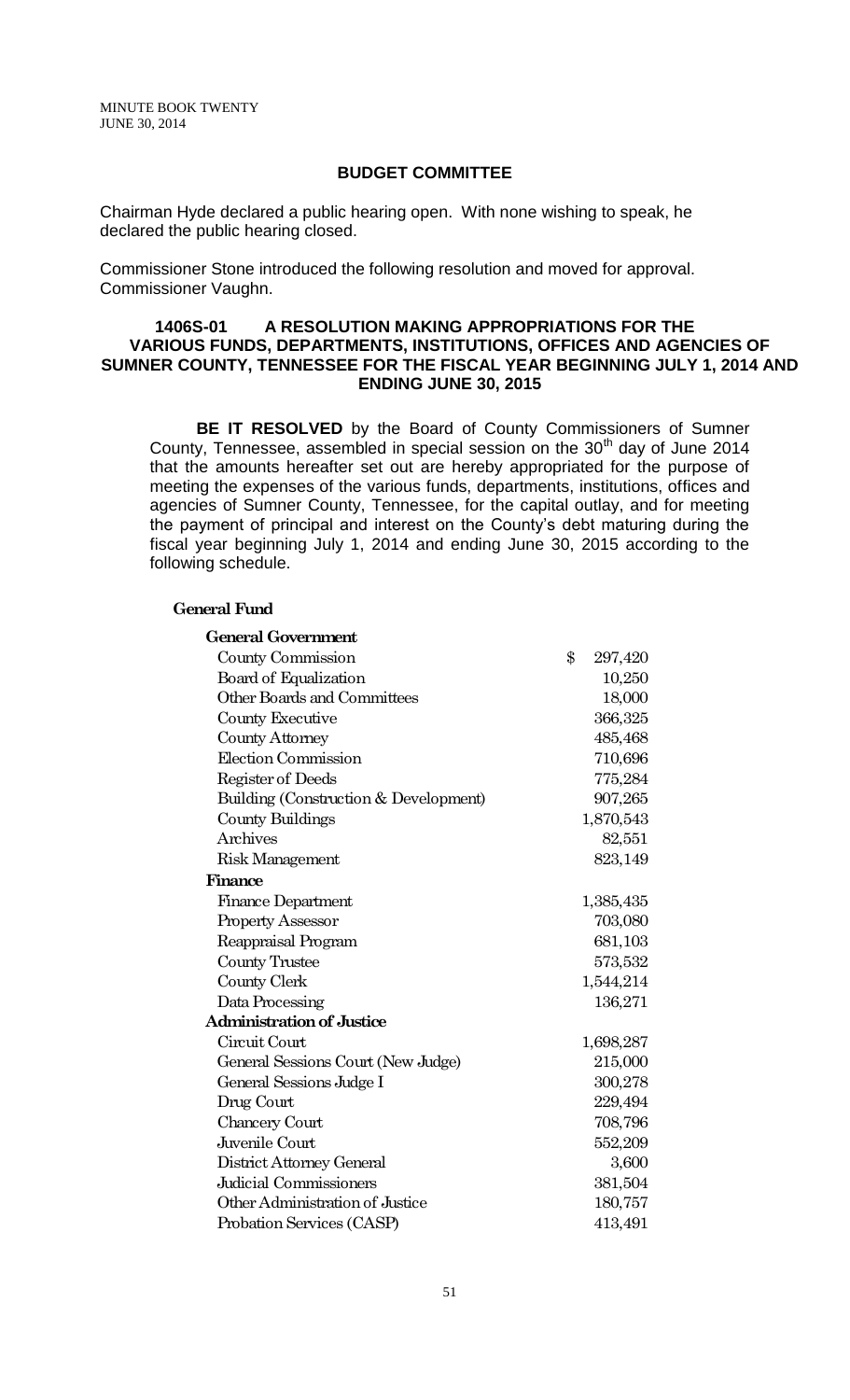## BUDGET COMMITTEE

Chairman Hyde declared a public hearing open. With none wishing to speak, he declared the public hearing closed.

Commissioner Stone introduced the following resolution and moved for approval. Commissioner Vaughn.

### 1406S-01 A RESOLUTION MAKING APPROPRIATIONS FOR THE VARIOUS FUNDS, DEPARTMENTS, INSTITUTIONS, OFFICES AND AGENCIES OF SUMNER COUNTY, TENNESSEE FOR THE FISCAL YEAR BEGINNING JULY 1, 2014 AND ENDING JUNE 30, 2015

**BE IT RESOLVED** by the Board of County Commissioners of Sumner County, Tennessee, assembled in special session on the 30th day of June 2014 that the amounts hereafter set out are hereby appropriated for the purpose of meeting the expenses of the various funds, departments, institutions, offices and agencies of Sumner County, Tennessee, for the capital outlay, and for meeting the payment of principal and interest on the County's debt maturing during the fiscal year beginning July 1, 2014 and ending June 30, 2015 according to the following schedule.

**General Fund**

| | |
|---|---|
| **General Government** | |
| County Commission | $ 297,420 |
| Board of Equalization | 10,250 |
| Other Boards and Committees | 18,000 |
| County Executive | 366,325 |
| County Attorney | 485,468 |
| Election Commission | 710,696 |
| Register of Deeds | 775,284 |
| Building (Construction & Development) | 907,265 |
| County Buildings | 1,870,543 |
| Archives | 82,551 |
| Risk Management | 823,149 |
| **Finance** | |
| Finance Department | 1,385,435 |
| Property Assessor | 703,080 |
| Reappraisal Program | 681,103 |
| County Trustee | 573,532 |
| County Clerk | 1,544,214 |
| Data Processing | 136,271 |
| **Administration of Justice** | |
| Circuit Court | 1,698,287 |
| General Sessions Court (New Judge) | 215,000 |
| General Sessions Judge I | 300,278 |
| Drug Court | 229,494 |
| Chancery Court | 708,796 |
| Juvenile Court | 552,209 |
| District Attorney General | 3,600 |
| Judicial Commissioners | 381,504 |
| Other Administration of Justice | 180,757 |
| Probation Services (CASP) | 413,491 |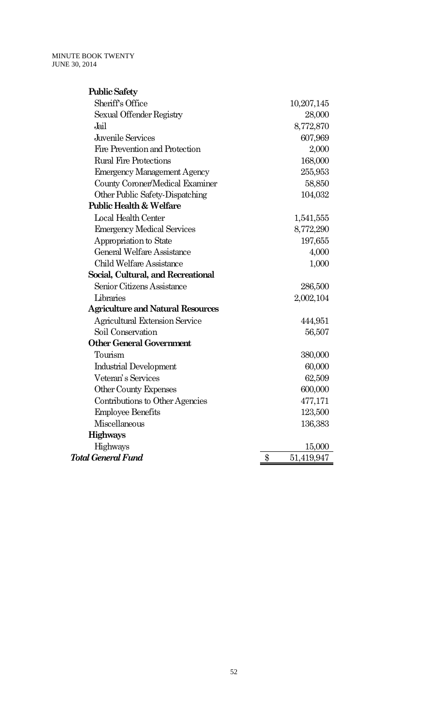| | |
|---|---:|
| **Public Safety** | |
| Sheriff's Office | 10,207,145 |
| Sexual Offender Registry | 28,000 |
| Jail | 8,772,870 |
| Juvenile Services | 607,969 |
| Fire Prevention and Protection | 2,000 |
| Rural Fire Protections | 168,000 |
| Emergency Management Agency | 255,953 |
| County Coroner/Medical Examiner | 58,850 |
| Other Public Safety-Dispatching | 104,032 |
| **Public Health & Welfare** | |
| Local Health Center | 1,541,555 |
| Emergency Medical Services | 8,772,290 |
| Appropriation to State | 197,655 |
| General Welfare Assistance | 4,000 |
| Child Welfare Assistance | 1,000 |
| **Social, Cultural, and Recreational** | |
| Senior Citizens Assistance | 286,500 |
| Libraries | 2,002,104 |
| **Agriculture and Natural Resources** | |
| Agricultural Extension Service | 444,951 |
| Soil Conservation | 56,507 |
| **Other General Government** | |
| Tourism | 380,000 |
| Industrial Development | 60,000 |
| Veteran's Services | 62,509 |
| Other County Expenses | 600,000 |
| Contributions to Other Agencies | 477,171 |
| Employee Benefits | 123,500 |
| Miscellaneous | 136,383 |
| **Highways** | |
| Highways | 15,000 |
| ***Total General Fund*** | $ 51,419,947 |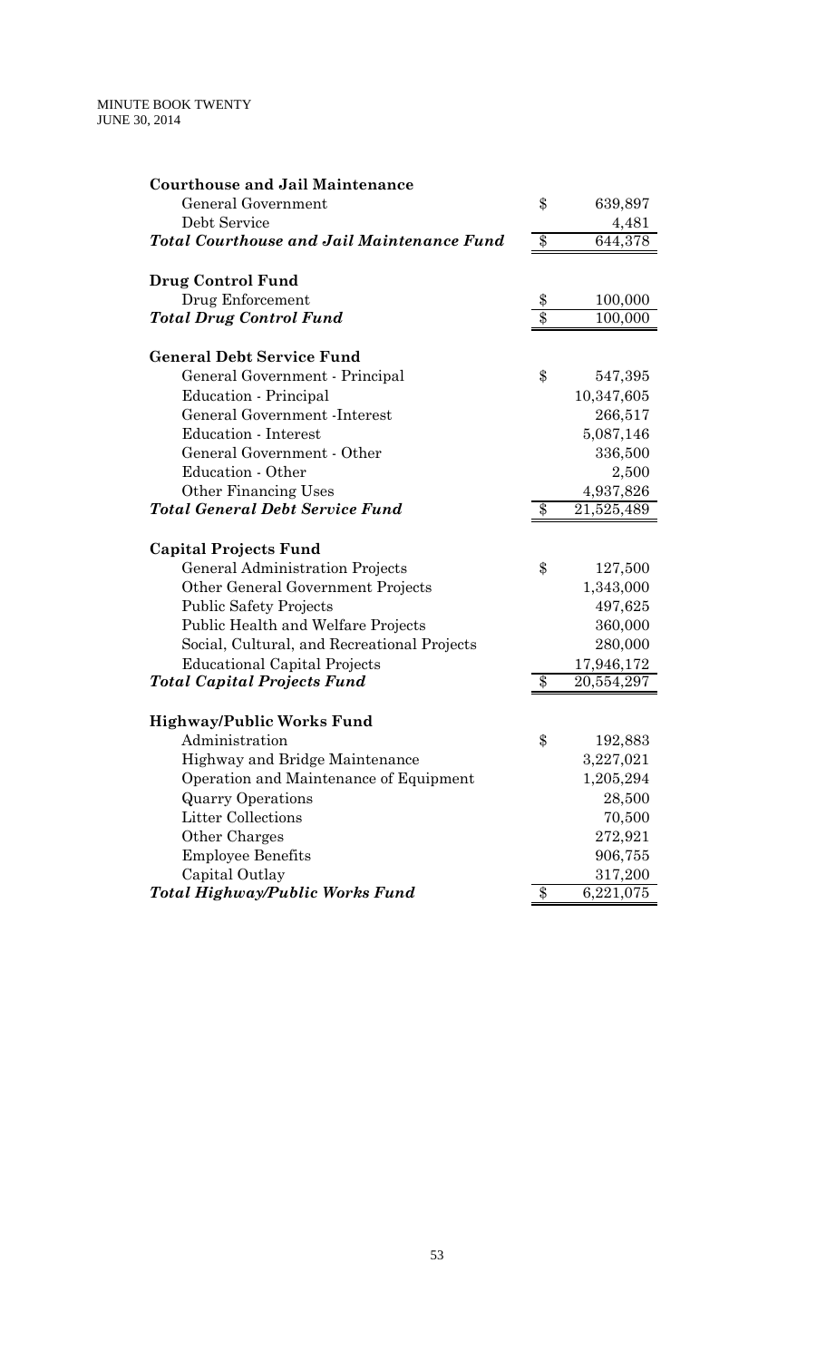| **Courthouse and Jail Maintenance** | | |
|---|---|---|
| General Government | $ | 639,897 |
| Debt Service | | 4,481 |
| ***Total Courthouse and Jail Maintenance Fund*** | $ | 644,378 |
| | | |
| **Drug Control Fund** | | |
| Drug Enforcement | $ | 100,000 |
| ***Total Drug Control Fund*** | $ | 100,000 |
| | | |
| **General Debt Service Fund** | | |
| General Government - Principal | $ | 547,395 |
| Education - Principal | | 10,347,605 |
| General Government -Interest | | 266,517 |
| Education - Interest | | 5,087,146 |
| General Government - Other | | 336,500 |
| Education - Other | | 2,500 |
| Other Financing Uses | | 4,937,826 |
| ***Total General Debt Service Fund*** | $ | 21,525,489 |
| | | |
| **Capital Projects Fund** | | |
| General Administration Projects | $ | 127,500 |
| Other General Government Projects | | 1,343,000 |
| Public Safety Projects | | 497,625 |
| Public Health and Welfare Projects | | 360,000 |
| Social, Cultural, and Recreational Projects | | 280,000 |
| Educational Capital Projects | | 17,946,172 |
| ***Total Capital Projects Fund*** | $ | 20,554,297 |
| | | |
| **Highway/Public Works Fund** | | |
| Administration | $ | 192,883 |
| Highway and Bridge Maintenance | | 3,227,021 |
| Operation and Maintenance of Equipment | | 1,205,294 |
| Quarry Operations | | 28,500 |
| Litter Collections | | 70,500 |
| Other Charges | | 272,921 |
| Employee Benefits | | 906,755 |
| Capital Outlay | | 317,200 |
| ***Total Highway/Public Works Fund*** | $ | 6,221,075 |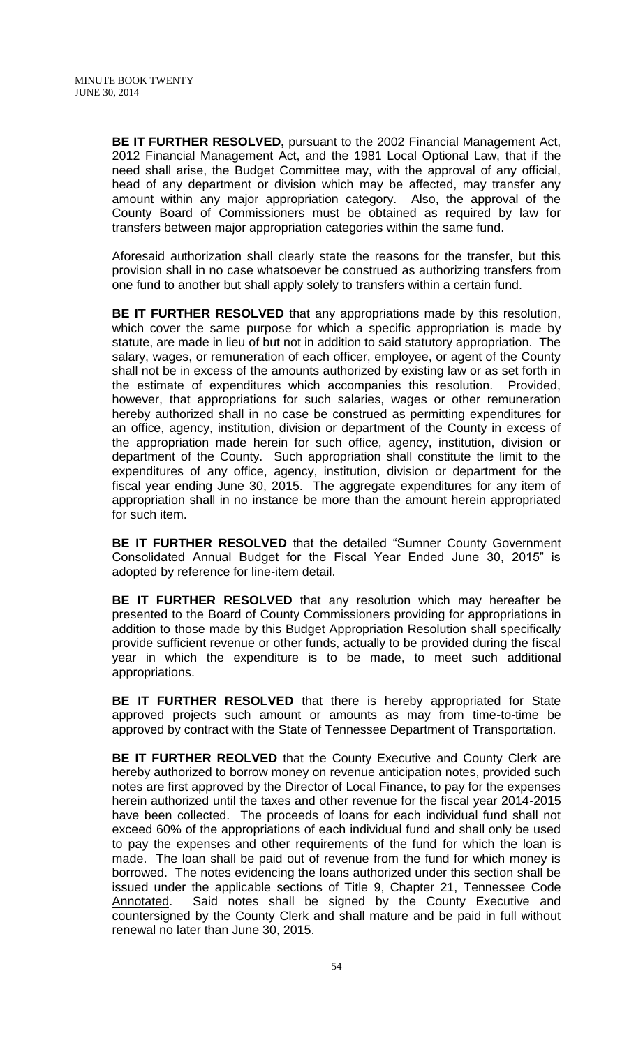**BE IT FURTHER RESOLVED,** pursuant to the 2002 Financial Management Act, 2012 Financial Management Act, and the 1981 Local Optional Law, that if the need shall arise, the Budget Committee may, with the approval of any official, head of any department or division which may be affected, may transfer any amount within any major appropriation category. Also, the approval of the County Board of Commissioners must be obtained as required by law for transfers between major appropriation categories within the same fund.

Aforesaid authorization shall clearly state the reasons for the transfer, but this provision shall in no case whatsoever be construed as authorizing transfers from one fund to another but shall apply solely to transfers within a certain fund.

**BE IT FURTHER RESOLVED** that any appropriations made by this resolution, which cover the same purpose for which a specific appropriation is made by statute, are made in lieu of but not in addition to said statutory appropriation. The salary, wages, or remuneration of each officer, employee, or agent of the County shall not be in excess of the amounts authorized by existing law or as set forth in the estimate of expenditures which accompanies this resolution. Provided, however, that appropriations for such salaries, wages or other remuneration hereby authorized shall in no case be construed as permitting expenditures for an office, agency, institution, division or department of the County in excess of the appropriation made herein for such office, agency, institution, division or department of the County. Such appropriation shall constitute the limit to the expenditures of any office, agency, institution, division or department for the fiscal year ending June 30, 2015. The aggregate expenditures for any item of appropriation shall in no instance be more than the amount herein appropriated for such item.

**BE IT FURTHER RESOLVED** that the detailed "Sumner County Government Consolidated Annual Budget for the Fiscal Year Ended June 30, 2015" is adopted by reference for line-item detail.

**BE IT FURTHER RESOLVED** that any resolution which may hereafter be presented to the Board of County Commissioners providing for appropriations in addition to those made by this Budget Appropriation Resolution shall specifically provide sufficient revenue or other funds, actually to be provided during the fiscal year in which the expenditure is to be made, to meet such additional appropriations.

**BE IT FURTHER RESOLVED** that there is hereby appropriated for State approved projects such amount or amounts as may from time-to-time be approved by contract with the State of Tennessee Department of Transportation.

**BE IT FURTHER REOLVED** that the County Executive and County Clerk are hereby authorized to borrow money on revenue anticipation notes, provided such notes are first approved by the Director of Local Finance, to pay for the expenses herein authorized until the taxes and other revenue for the fiscal year 2014-2015 have been collected. The proceeds of loans for each individual fund shall not exceed 60% of the appropriations of each individual fund and shall only be used to pay the expenses and other requirements of the fund for which the loan is made. The loan shall be paid out of revenue from the fund for which money is borrowed. The notes evidencing the loans authorized under this section shall be issued under the applicable sections of Title 9, Chapter 21, Tennessee Code Annotated. Said notes shall be signed by the County Executive and countersigned by the County Clerk and shall mature and be paid in full without renewal no later than June 30, 2015.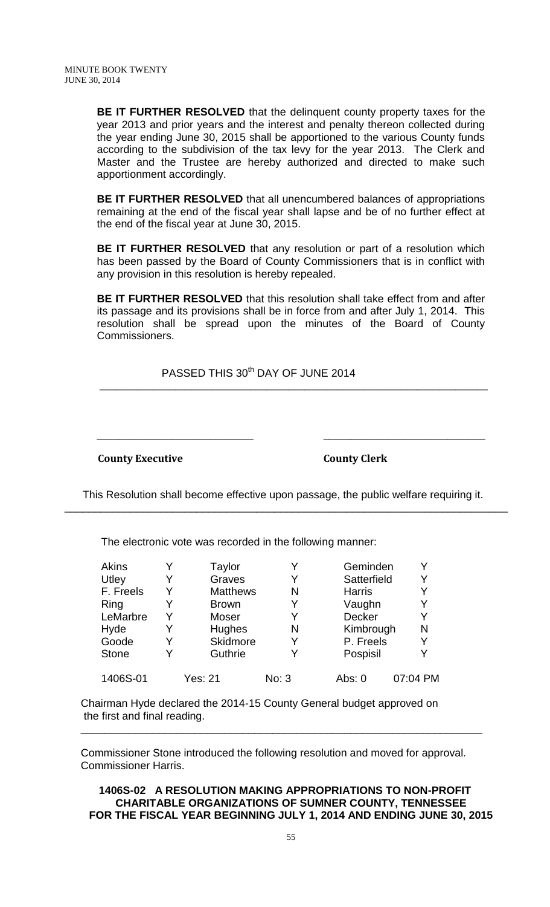**BE IT FURTHER RESOLVED** that the delinquent county property taxes for the year 2013 and prior years and the interest and penalty thereon collected during the year ending June 30, 2015 shall be apportioned to the various County funds according to the subdivision of the tax levy for the year 2013. The Clerk and Master and the Trustee are hereby authorized and directed to make such apportionment accordingly.

**BE IT FURTHER RESOLVED** that all unencumbered balances of appropriations remaining at the end of the fiscal year shall lapse and be of no further effect at the end of the fiscal year at June 30, 2015.

**BE IT FURTHER RESOLVED** that any resolution or part of a resolution which has been passed by the Board of County Commissioners that is in conflict with any provision in this resolution is hereby repealed.

**BE IT FURTHER RESOLVED** that this resolution shall take effect from and after its passage and its provisions shall be in force from and after July 1, 2014. This resolution shall be spread upon the minutes of the Board of County Commissioners.

PASSED THIS 30th DAY OF JUNE 2014

\_\_\_\_\_\_\_\_\_\_\_\_\_\_\_\_\_\_\_\_\_\_\_\_\_\_\_\_ \_\_\_\_\_\_\_\_\_\_\_\_\_\_\_\_\_\_\_\_\_\_\_\_\_\_\_\_

**County Executive** **County Clerk**

This Resolution shall become effective upon passage, the public welfare requiring it.

The electronic vote was recorded in the following manner:

| | | | | | |
|---|---|---|---|---|---|
| Akins | Y | Taylor | Y | Geminden | Y |
| Utley | Y | Graves | Y | Satterfield | Y |
| F. Freels | Y | Matthews | N | Harris | Y |
| Ring | Y | Brown | Y | Vaughn | Y |
| LeMarbre | Y | Moser | Y | Decker | Y |
| Hyde | Y | Hughes | N | Kimbrough | N |
| Goode | Y | Skidmore | Y | P. Freels | Y |
| Stone | Y | Guthrie | Y | Pospisil | Y |
| 1406S-01 | Yes: 21 | | No: 3 | Abs: 0 | 07:04 PM |

Chairman Hyde declared the 2014-15 County General budget approved on the first and final reading.

Commissioner Stone introduced the following resolution and moved for approval. Commissioner Harris.

**1406S-02 A RESOLUTION MAKING APPROPRIATIONS TO NON-PROFIT CHARITABLE ORGANIZATIONS OF SUMNER COUNTY, TENNESSEE FOR THE FISCAL YEAR BEGINNING JULY 1, 2014 AND ENDING JUNE 30, 2015**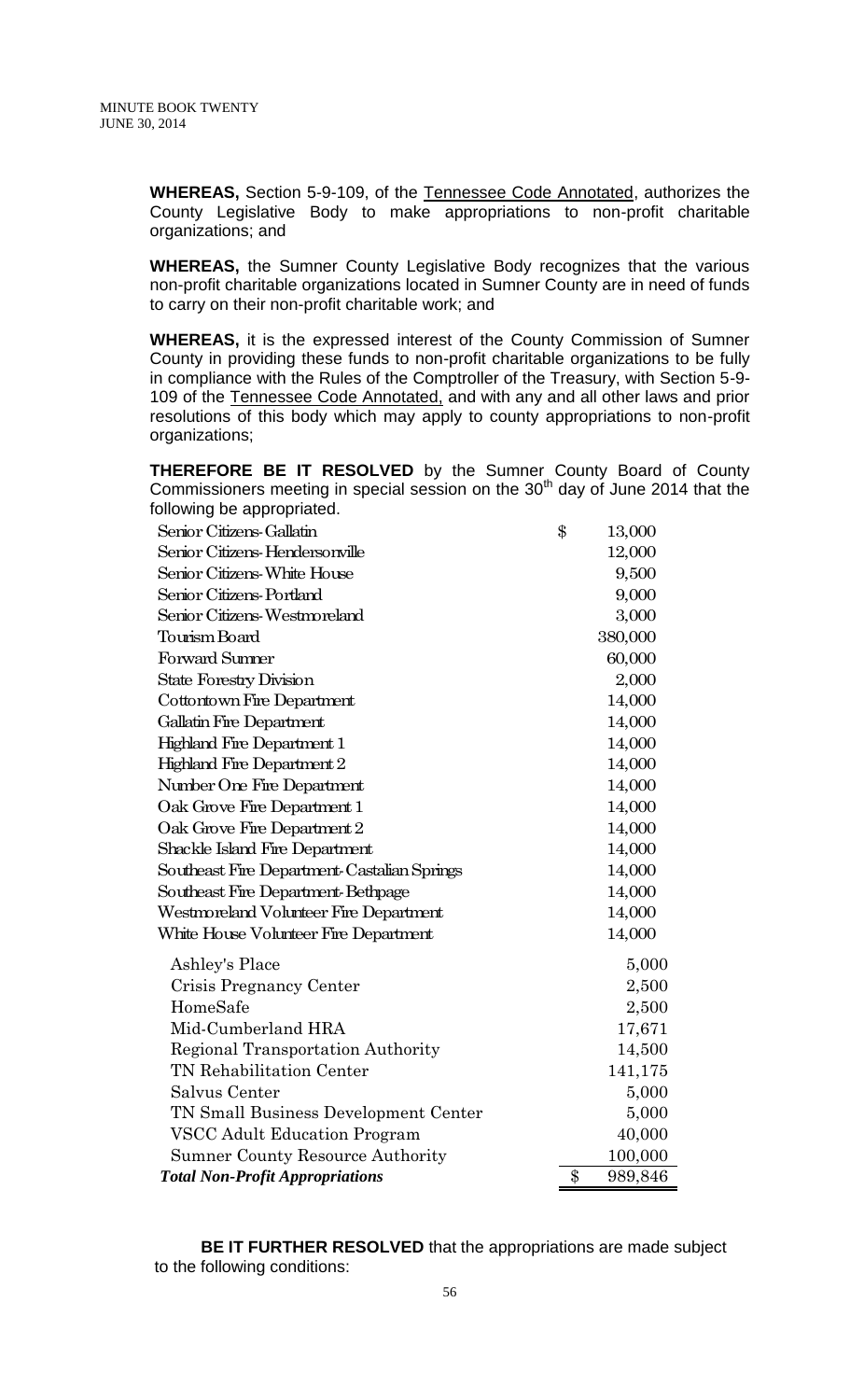**WHEREAS,** Section 5-9-109, of the Tennessee Code Annotated, authorizes the County Legislative Body to make appropriations to non-profit charitable organizations; and

**WHEREAS,** the Sumner County Legislative Body recognizes that the various non-profit charitable organizations located in Sumner County are in need of funds to carry on their non-profit charitable work; and

**WHEREAS,** it is the expressed interest of the County Commission of Sumner County in providing these funds to non-profit charitable organizations to be fully in compliance with the Rules of the Comptroller of the Treasury, with Section 5-9-109 of the Tennessee Code Annotated, and with any and all other laws and prior resolutions of this body which may apply to county appropriations to non-profit organizations;

**THEREFORE BE IT RESOLVED** by the Sumner County Board of County Commissioners meeting in special session on the 30th day of June 2014 that the following be appropriated.

| | |
|---|---|
| Senior Citizens-Gallatin | $ 13,000 |
| Senior Citizens-Hendersonville | 12,000 |
| Senior Citizens-White House | 9,500 |
| Senior Citizens-Portland | 9,000 |
| Senior Citizens-Westmoreland | 3,000 |
| Tourism Board | 380,000 |
| Forward Sumner | 60,000 |
| State Forestry Division | 2,000 |
| Cottontown Fire Department | 14,000 |
| Gallatin Fire Department | 14,000 |
| Highland Fire Department 1 | 14,000 |
| Highland Fire Department 2 | 14,000 |
| Number One Fire Department | 14,000 |
| Oak Grove Fire Department 1 | 14,000 |
| Oak Grove Fire Department 2 | 14,000 |
| Shackle Island Fire Department | 14,000 |
| Southeast Fire Department-Castalian Springs | 14,000 |
| Southeast Fire Department-Bethpage | 14,000 |
| Westmoreland Volunteer Fire Department | 14,000 |
| White House Volunteer Fire Department | 14,000 |
| Ashley's Place | 5,000 |
| Crisis Pregnancy Center | 2,500 |
| HomeSafe | 2,500 |
| Mid-Cumberland HRA | 17,671 |
| Regional Transportation Authority | 14,500 |
| TN Rehabilitation Center | 141,175 |
| Salvus Center | 5,000 |
| TN Small Business Development Center | 5,000 |
| VSCC Adult Education Program | 40,000 |
| Sumner County Resource Authority | 100,000 |
| ***Total Non-Profit Appropriations*** | $ 989,846 |

**BE IT FURTHER RESOLVED** that the appropriations are made subject to the following conditions: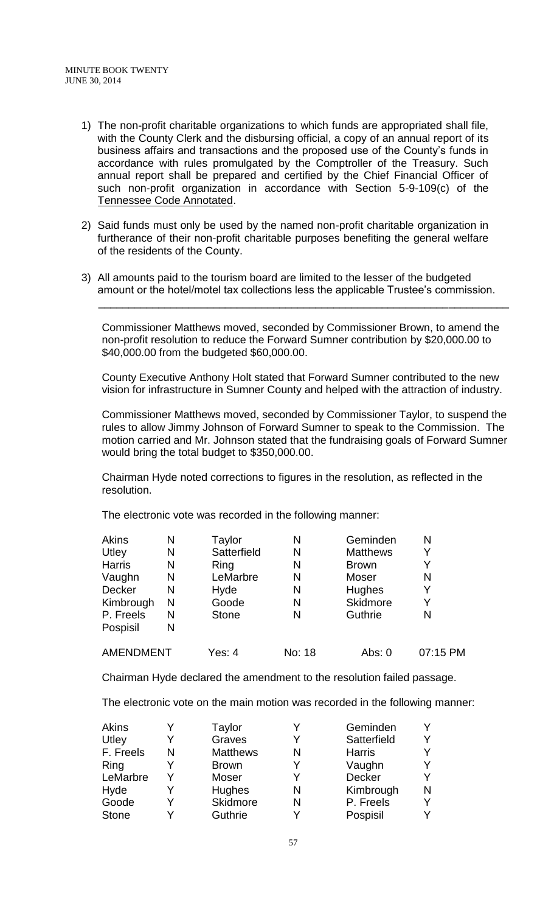1) The non-profit charitable organizations to which funds are appropriated shall file, with the County Clerk and the disbursing official, a copy of an annual report of its business affairs and transactions and the proposed use of the County's funds in accordance with rules promulgated by the Comptroller of the Treasury. Such annual report shall be prepared and certified by the Chief Financial Officer of such non-profit organization in accordance with Section 5-9-109(c) of the Tennessee Code Annotated.

2) Said funds must only be used by the named non-profit charitable organization in furtherance of their non-profit charitable purposes benefiting the general welfare of the residents of the County.

3) All amounts paid to the tourism board are limited to the lesser of the budgeted amount or the hotel/motel tax collections less the applicable Trustee's commission.

---

Commissioner Matthews moved, seconded by Commissioner Brown, to amend the non-profit resolution to reduce the Forward Sumner contribution by $20,000.00 to $40,000.00 from the budgeted $60,000.00.

County Executive Anthony Holt stated that Forward Sumner contributed to the new vision for infrastructure in Sumner County and helped with the attraction of industry.

Commissioner Matthews moved, seconded by Commissioner Taylor, to suspend the rules to allow Jimmy Johnson of Forward Sumner to speak to the Commission. The motion carried and Mr. Johnson stated that the fundraising goals of Forward Sumner would bring the total budget to $350,000.00.

Chairman Hyde noted corrections to figures in the resolution, as reflected in the resolution.

The electronic vote was recorded in the following manner:

| | | | | | |
|---|---|---|---|---|---|
| Akins | N | Taylor | N | Geminden | N |
| Utley | N | Satterfield | N | Matthews | Y |
| Harris | N | Ring | N | Brown | Y |
| Vaughn | N | LeMarbre | N | Moser | N |
| Decker | N | Hyde | N | Hughes | Y |
| Kimbrough | N | Goode | N | Skidmore | Y |
| P. Freels | N | Stone | N | Guthrie | N |
| Pospisil | N | | | | |
| AMENDMENT | | Yes: 4 | No: 18 | Abs: 0 | 07:15 PM |

Chairman Hyde declared the amendment to the resolution failed passage.

The electronic vote on the main motion was recorded in the following manner:

| | | | | | |
|---|---|---|---|---|---|
| Akins | Y | Taylor | Y | Geminden | Y |
| Utley | Y | Graves | Y | Satterfield | Y |
| F. Freels | N | Matthews | N | Harris | Y |
| Ring | Y | Brown | Y | Vaughn | Y |
| LeMarbre | Y | Moser | Y | Decker | Y |
| Hyde | Y | Hughes | N | Kimbrough | N |
| Goode | Y | Skidmore | N | P. Freels | Y |
| Stone | Y | Guthrie | Y | Pospisil | Y |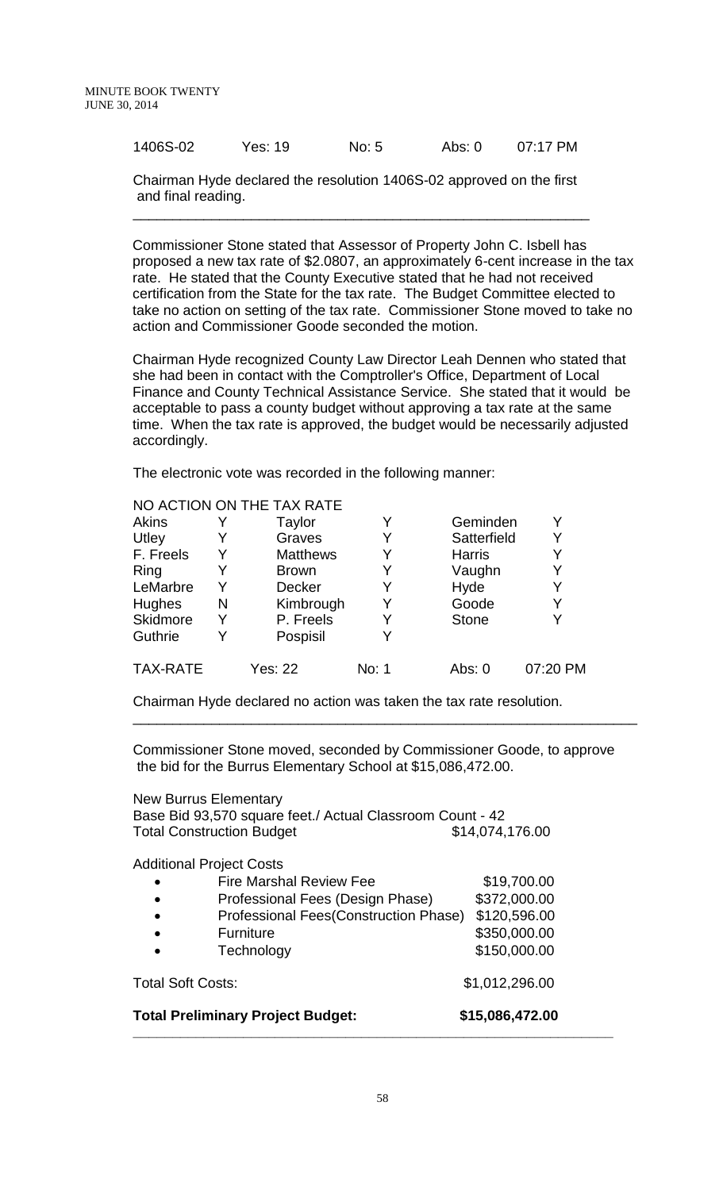| 1406S-02 | Yes: 19 | No: 5 | Abs: 0 | 07:17 PM |
|---|---|---|---|---|

Chairman Hyde declared the resolution 1406S-02 approved on the first and final reading.

---

Commissioner Stone stated that Assessor of Property John C. Isbell has proposed a new tax rate of $2.0807, an approximately 6-cent increase in the tax rate. He stated that the County Executive stated that he had not received certification from the State for the tax rate. The Budget Committee elected to take no action on setting of the tax rate. Commissioner Stone moved to take no action and Commissioner Goode seconded the motion.

Chairman Hyde recognized County Law Director Leah Dennen who stated that she had been in contact with the Comptroller's Office, Department of Local Finance and County Technical Assistance Service. She stated that it would be acceptable to pass a county budget without approving a tax rate at the same time. When the tax rate is approved, the budget would be necessarily adjusted accordingly.

The electronic vote was recorded in the following manner:

NO ACTION ON THE TAX RATE

| | | | | | |
|---|---|---|---|---|---|
| Akins | Y | Taylor | Y | Geminden | Y |
| Utley | Y | Graves | Y | Satterfield | Y |
| F. Freels | Y | Matthews | Y | Harris | Y |
| Ring | Y | Brown | Y | Vaughn | Y |
| LeMarbre | Y | Decker | Y | Hyde | Y |
| Hughes | N | Kimbrough | Y | Goode | Y |
| Skidmore | Y | P. Freels | Y | Stone | Y |
| Guthrie | Y | Pospisil | Y | | |

| TAX-RATE | Yes: 22 | No: 1 | Abs: 0 | 07:20 PM |
|---|---|---|---|---|

Chairman Hyde declared no action was taken the tax rate resolution.

---

Commissioner Stone moved, seconded by Commissioner Goode, to approve the bid for the Burrus Elementary School at $15,086,472.00.

New Burrus Elementary
Base Bid 93,570 square feet./ Actual Classroom Count - 42
Total Construction Budget $14,074,176.00

Additional Project Costs

- Fire Marshal Review Fee $19,700.00
- Professional Fees (Design Phase) $372,000.00
- Professional Fees(Construction Phase) $120,596.00
- Furniture $350,000.00
- Technology $150,000.00

Total Soft Costs: $1,012,296.00

**Total Preliminary Project Budget: $15,086,472.00**

---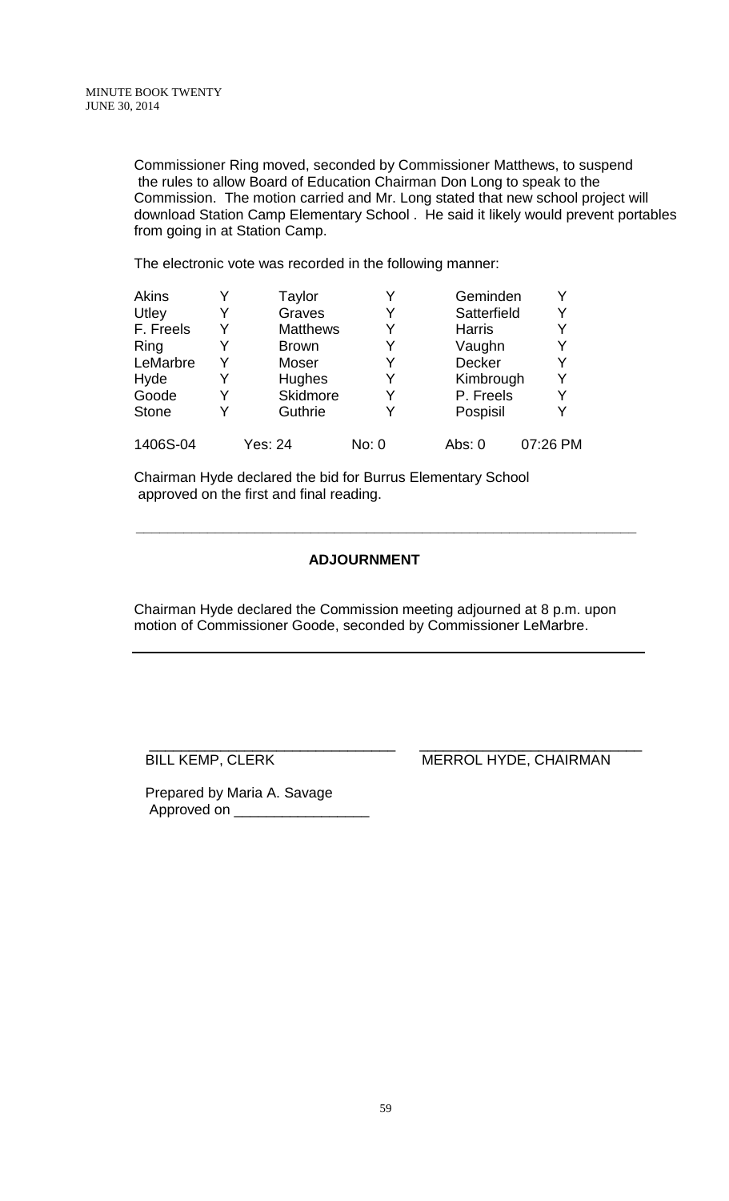Commissioner Ring moved, seconded by Commissioner Matthews, to suspend the rules to allow Board of Education Chairman Don Long to speak to the Commission. The motion carried and Mr. Long stated that new school project will download Station Camp Elementary School . He said it likely would prevent portables from going in at Station Camp.

The electronic vote was recorded in the following manner:

| | | | | | |
|---|---|---|---|---|---|
| Akins | Y | Taylor | Y | Geminden | Y |
| Utley | Y | Graves | Y | Satterfield | Y |
| F. Freels | Y | Matthews | Y | Harris | Y |
| Ring | Y | Brown | Y | Vaughn | Y |
| LeMarbre | Y | Moser | Y | Decker | Y |
| Hyde | Y | Hughes | Y | Kimbrough | Y |
| Goode | Y | Skidmore | Y | P. Freels | Y |
| Stone | Y | Guthrie | Y | Pospisil | Y |

1406S-04 Yes: 24 No: 0 Abs: 0 07:26 PM

Chairman Hyde declared the bid for Burrus Elementary School approved on the first and final reading.

---

**ADJOURNMENT**

Chairman Hyde declared the Commission meeting adjourned at 8 p.m. upon motion of Commissioner Goode, seconded by Commissioner LeMarbre.

---

_______________________________ _______________________________
BILL KEMP, CLERK MERROL HYDE, CHAIRMAN

Prepared by Maria A. Savage
Approved on _________________